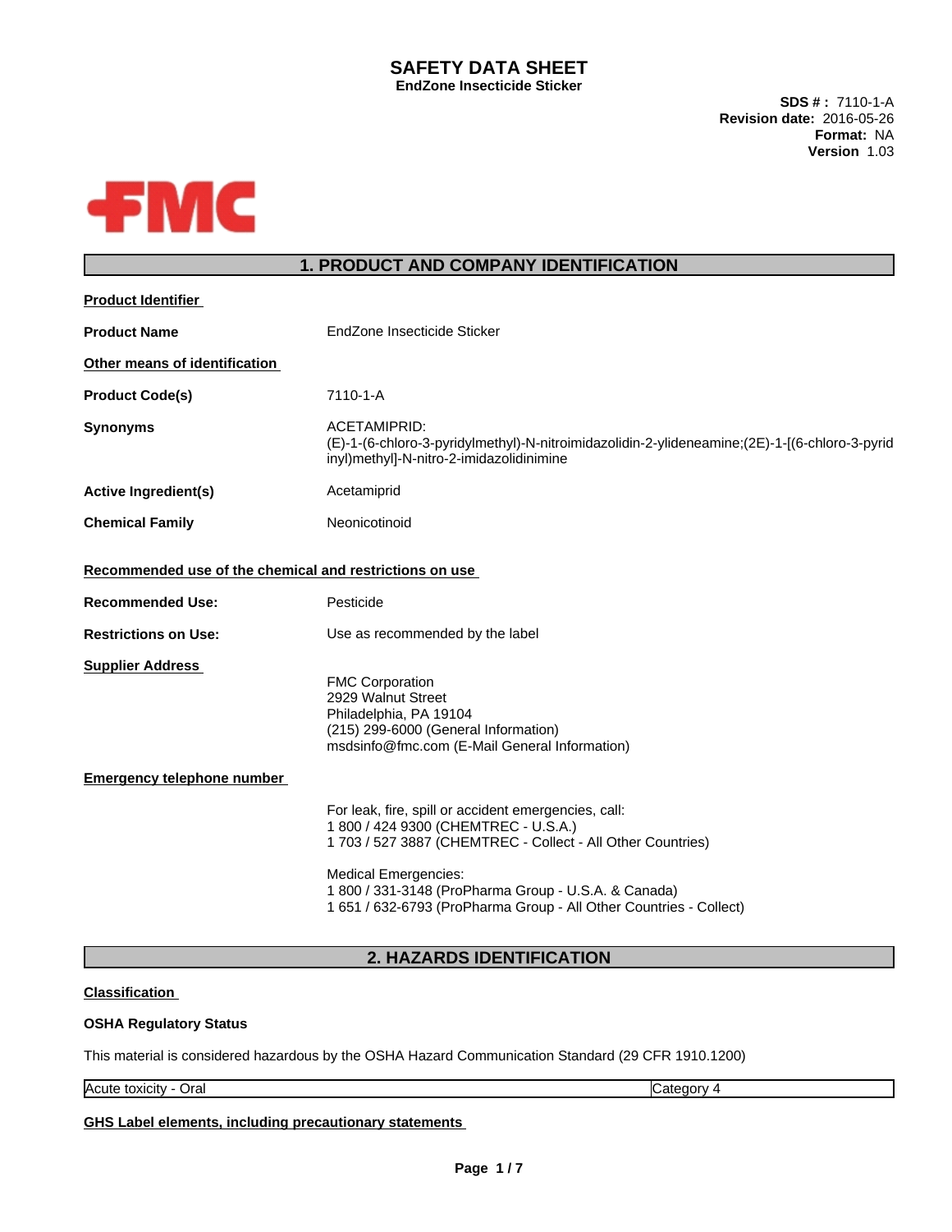# SAFETY DATA SHEET

**EndZone Insecticide Sticker**

**SDS # :** 7110-1-A
**Revision date:** 2016-05-26
**Format:** NA
**Version** 1.03

FMC

## 1. PRODUCT AND COMPANY IDENTIFICATION

**Product Identifier**

| | |
|---|---|
| **Product Name** | EndZone Insecticide Sticker |

**Other means of identification**

| | |
|---|---|
| **Product Code(s)** | 7110-1-A |
| **Synonyms** | ACETAMIPRID: (E)-1-(6-chloro-3-pyridylmethyl)-N-nitroimidazolidin-2-ylideneamine;(2E)-1-[(6-chloro-3-pyridinyl)methyl]-N-nitro-2-imidazolidinimine |
| **Active Ingredient(s)** | Acetamiprid |
| **Chemical Family** | Neonicotinoid |

**Recommended use of the chemical and restrictions on use**

| | |
|---|---|
| **Recommended Use:** | Pesticide |
| **Restrictions on Use:** | Use as recommended by the label |

**Supplier Address**

FMC Corporation
2929 Walnut Street
Philadelphia, PA 19104
(215) 299-6000 (General Information)
msdsinfo@fmc.com (E-Mail General Information)

**Emergency telephone number**

For leak, fire, spill or accident emergencies, call:
1 800 / 424 9300 (CHEMTREC - U.S.A.)
1 703 / 527 3887 (CHEMTREC - Collect - All Other Countries)

Medical Emergencies:
1 800 / 331-3148 (ProPharma Group - U.S.A. & Canada)
1 651 / 632-6793 (ProPharma Group - All Other Countries - Collect)

## 2. HAZARDS IDENTIFICATION

**Classification**

**OSHA Regulatory Status**

This material is considered hazardous by the OSHA Hazard Communication Standard (29 CFR 1910.1200)

| Acute toxicity - Oral | Category 4 |
|---|---|

**GHS Label elements, including precautionary statements**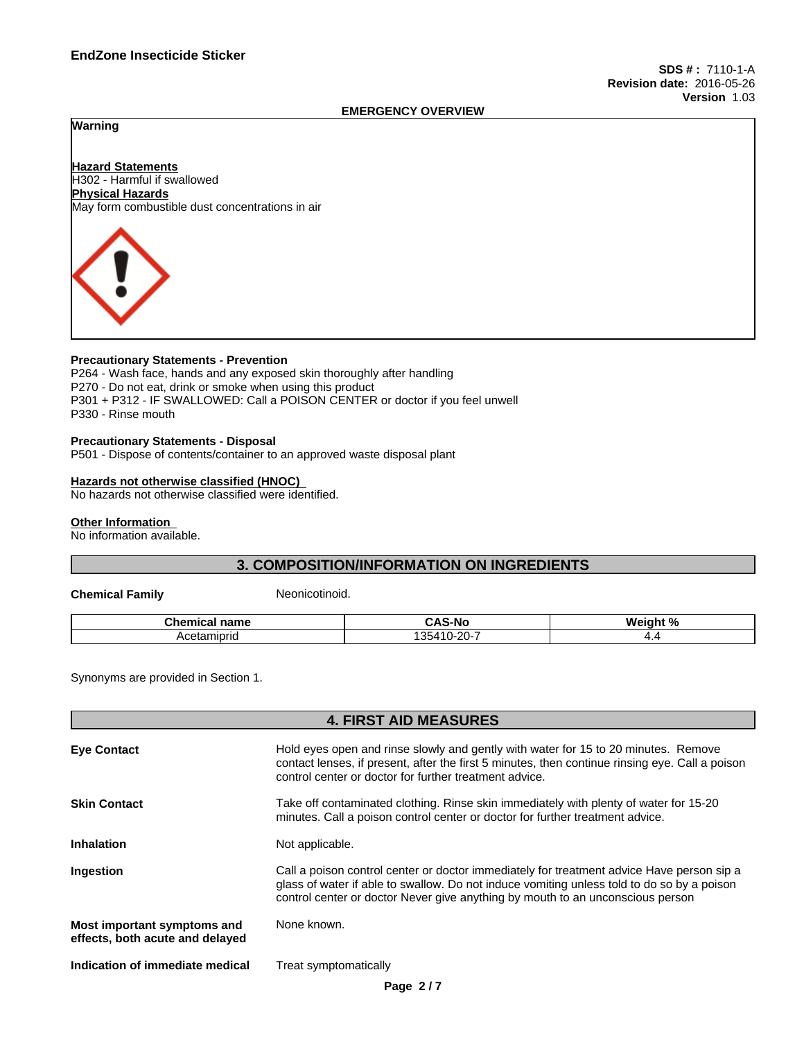EMERGENCY OVERVIEW

**Warning**

**Hazard Statements**
H302 - Harmful if swallowed
**Physical Hazards**
May form combustible dust concentrations in air

**Precautionary Statements - Prevention**
P264 - Wash face, hands and any exposed skin thoroughly after handling
P270 - Do not eat, drink or smoke when using this product
P301 + P312 - IF SWALLOWED: Call a POISON CENTER or doctor if you feel unwell
P330 - Rinse mouth

**Precautionary Statements - Disposal**
P501 - Dispose of contents/container to an approved waste disposal plant

**Hazards not otherwise classified (HNOC)**
No hazards not otherwise classified were identified.

**Other Information**
No information available.

## 3. COMPOSITION/INFORMATION ON INGREDIENTS

**Chemical Family** Neonicotinoid.

| Chemical name | CAS-No | Weight % |
|---|---|---|
| Acetamiprid | 135410-20-7 | 4.4 |

Synonyms are provided in Section 1.

## 4. FIRST AID MEASURES

**Eye Contact**
Hold eyes open and rinse slowly and gently with water for 15 to 20 minutes. Remove contact lenses, if present, after the first 5 minutes, then continue rinsing eye. Call a poison control center or doctor for further treatment advice.

**Skin Contact**
Take off contaminated clothing. Rinse skin immediately with plenty of water for 15-20 minutes. Call a poison control center or doctor for further treatment advice.

**Inhalation**
Not applicable.

**Ingestion**
Call a poison control center or doctor immediately for treatment advice Have person sip a glass of water if able to swallow. Do not induce vomiting unless told to do so by a poison control center or doctor Never give anything by mouth to an unconscious person

**Most important symptoms and effects, both acute and delayed**
None known.

**Indication of immediate medical**
Treat symptomatically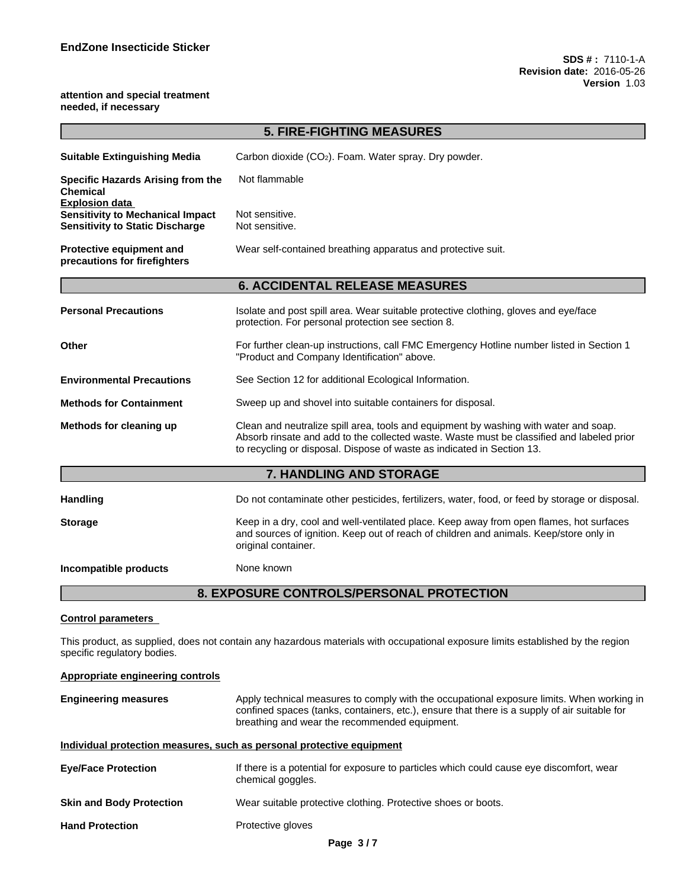**attention and special treatment needed, if necessary**

## 5. FIRE-FIGHTING MEASURES

| | |
|---|---|
| **Suitable Extinguishing Media** | Carbon dioxide ($CO_2$). Foam. Water spray. Dry powder. |
| **Specific Hazards Arising from the Chemical** | Not flammable |
| **Explosion data** | |
| **Sensitivity to Mechanical Impact** | Not sensitive. |
| **Sensitivity to Static Discharge** | Not sensitive. |
| **Protective equipment and precautions for firefighters** | Wear self-contained breathing apparatus and protective suit. |

## 6. ACCIDENTAL RELEASE MEASURES

| | |
|---|---|
| **Personal Precautions** | Isolate and post spill area. Wear suitable protective clothing, gloves and eye/face protection. For personal protection see section 8. |
| **Other** | For further clean-up instructions, call FMC Emergency Hotline number listed in Section 1 "Product and Company Identification" above. |
| **Environmental Precautions** | See Section 12 for additional Ecological Information. |
| **Methods for Containment** | Sweep up and shovel into suitable containers for disposal. |
| **Methods for cleaning up** | Clean and neutralize spill area, tools and equipment by washing with water and soap. Absorb rinsate and add to the collected waste. Waste must be classified and labeled prior to recycling or disposal. Dispose of waste as indicated in Section 13. |

## 7. HANDLING AND STORAGE

| | |
|---|---|
| **Handling** | Do not contaminate other pesticides, fertilizers, water, food, or feed by storage or disposal. |
| **Storage** | Keep in a dry, cool and well-ventilated place. Keep away from open flames, hot surfaces and sources of ignition. Keep out of reach of children and animals. Keep/store only in original container. |
| **Incompatible products** | None known |

## 8. EXPOSURE CONTROLS/PERSONAL PROTECTION

**Control parameters**

This product, as supplied, does not contain any hazardous materials with occupational exposure limits established by the region specific regulatory bodies.

**Appropriate engineering controls**

| | |
|---|---|
| **Engineering measures** | Apply technical measures to comply with the occupational exposure limits. When working in confined spaces (tanks, containers, etc.), ensure that there is a supply of air suitable for breathing and wear the recommended equipment. |

**Individual protection measures, such as personal protective equipment**

| | |
|---|---|
| **Eye/Face Protection** | If there is a potential for exposure to particles which could cause eye discomfort, wear chemical goggles. |
| **Skin and Body Protection** | Wear suitable protective clothing. Protective shoes or boots. |
| **Hand Protection** | Protective gloves |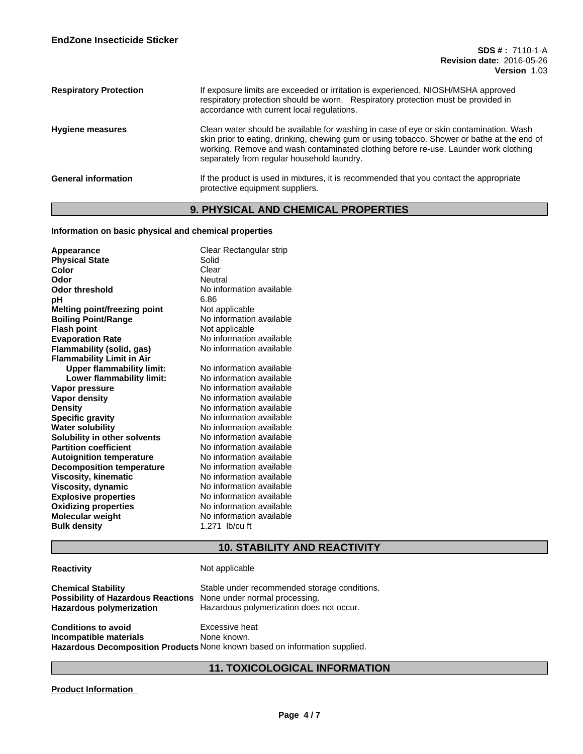| | |
|---|---|
| **Respiratory Protection** | If exposure limits are exceeded or irritation is experienced, NIOSH/MSHA approved respiratory protection should be worn. Respiratory protection must be provided in accordance with current local regulations. |
| **Hygiene measures** | Clean water should be available for washing in case of eye or skin contamination. Wash skin prior to eating, drinking, chewing gum or using tobacco. Shower or bathe at the end of working. Remove and wash contaminated clothing before re-use. Launder work clothing separately from regular household laundry. |
| **General information** | If the product is used in mixtures, it is recommended that you contact the appropriate protective equipment suppliers. |

## 9. PHYSICAL AND CHEMICAL PROPERTIES

**Information on basic physical and chemical properties**

| | |
|---|---|
| **Appearance** | Clear Rectangular strip |
| **Physical State** | Solid |
| **Color** | Clear |
| **Odor** | Neutral |
| **Odor threshold** | No information available |
| **pH** | 6.86 |
| **Melting point/freezing point** | Not applicable |
| **Boiling Point/Range** | No information available |
| **Flash point** | Not applicable |
| **Evaporation Rate** | No information available |
| **Flammability (solid, gas)** | No information available |
| **Flammability Limit in Air** | |
| **Upper flammability limit:** | No information available |
| **Lower flammability limit:** | No information available |
| **Vapor pressure** | No information available |
| **Vapor density** | No information available |
| **Density** | No information available |
| **Specific gravity** | No information available |
| **Water solubility** | No information available |
| **Solubility in other solvents** | No information available |
| **Partition coefficient** | No information available |
| **Autoignition temperature** | No information available |
| **Decomposition temperature** | No information available |
| **Viscosity, kinematic** | No information available |
| **Viscosity, dynamic** | No information available |
| **Explosive properties** | No information available |
| **Oxidizing properties** | No information available |
| **Molecular weight** | No information available |
| **Bulk density** | 1.271 lb/cu ft |

## 10. STABILITY AND REACTIVITY

| | |
|---|---|
| **Reactivity** | Not applicable |
| **Chemical Stability** | Stable under recommended storage conditions. |
| **Possibility of Hazardous Reactions** | None under normal processing. |
| **Hazardous polymerization** | Hazardous polymerization does not occur. |
| **Conditions to avoid** | Excessive heat |
| **Incompatible materials** | None known. |
| **Hazardous Decomposition Products** | None known based on information supplied. |

## 11. TOXICOLOGICAL INFORMATION

**Product Information**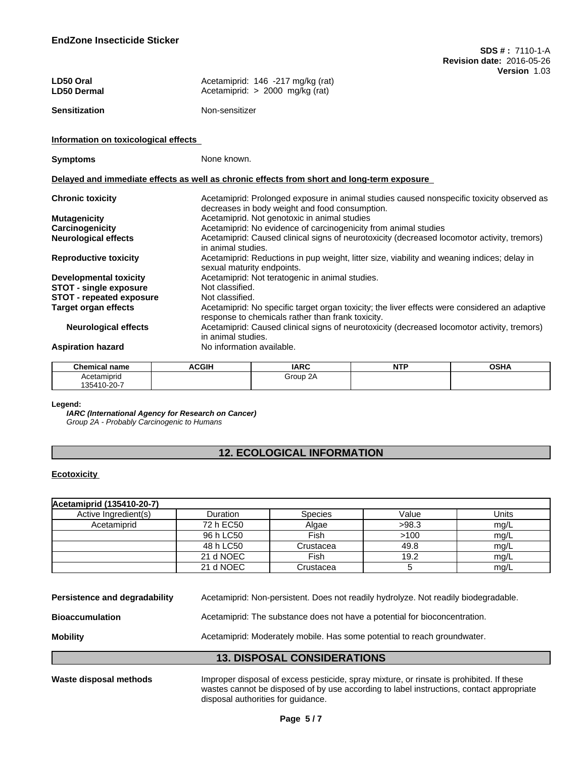| | |
|---|---|
| **LD50 Oral** | Acetamiprid: 146 -217 mg/kg (rat) |
| **LD50 Dermal** | Acetamiprid: > 2000 mg/kg (rat) |

**Sensitization** Non-sensitizer

**Information on toxicological effects**

**Symptoms** None known.

**Delayed and immediate effects as well as chronic effects from short and long-term exposure**

| | |
|---|---|
| **Chronic toxicity** | Acetamiprid: Prolonged exposure in animal studies caused nonspecific toxicity observed as decreases in body weight and food consumption. |
| **Mutagenicity** | Acetamiprid. Not genotoxic in animal studies |
| **Carcinogenicity** | Acetamiprid: No evidence of carcinogenicity from animal studies |
| **Neurological effects** | Acetamiprid: Caused clinical signs of neurotoxicity (decreased locomotor activity, tremors) in animal studies. |
| **Reproductive toxicity** | Acetamiprid: Reductions in pup weight, litter size, viability and weaning indices; delay in sexual maturity endpoints. |
| **Developmental toxicity** | Acetamiprid: Not teratogenic in animal studies. |
| **STOT - single exposure** | Not classified. |
| **STOT - repeated exposure** | Not classified. |
| **Target organ effects** | Acetamiprid: No specific target organ toxicity; the liver effects were considered an adaptive response to chemicals rather than frank toxicity. |
| **Neurological effects** | Acetamiprid: Caused clinical signs of neurotoxicity (decreased locomotor activity, tremors) in animal studies. |
| **Aspiration hazard** | No information available. |

| Chemical name | ACGIH | IARC | NTP | OSHA |
|---|---|---|---|---|
| Acetamiprid 135410-20-7 | | Group 2A | | |

**Legend:**

***IARC (International Agency for Research on Cancer)***
*Group 2A - Probably Carcinogenic to Humans*

## 12. ECOLOGICAL INFORMATION

**Ecotoxicity**

| Acetamiprid (135410-20-7) | | | | |
|---|---|---|---|---|
| Active Ingredient(s) | Duration | Species | Value | Units |
| Acetamiprid | 72 h EC50 | Algae | >98.3 | mg/L |
| | 96 h LC50 | Fish | >100 | mg/L |
| | 48 h LC50 | Crustacea | 49.8 | mg/L |
| | 21 d NOEC | Fish | 19.2 | mg/L |
| | 21 d NOEC | Crustacea | 5 | mg/L |

| | |
|---|---|
| **Persistence and degradability** | Acetamiprid: Non-persistent. Does not readily hydrolyze. Not readily biodegradable. |
| **Bioaccumulation** | Acetamiprid: The substance does not have a potential for bioconcentration. |
| **Mobility** | Acetamiprid: Moderately mobile. Has some potential to reach groundwater. |

## 13. DISPOSAL CONSIDERATIONS

**Waste disposal methods** Improper disposal of excess pesticide, spray mixture, or rinsate is prohibited. If these wastes cannot be disposed of by use according to label instructions, contact appropriate disposal authorities for guidance.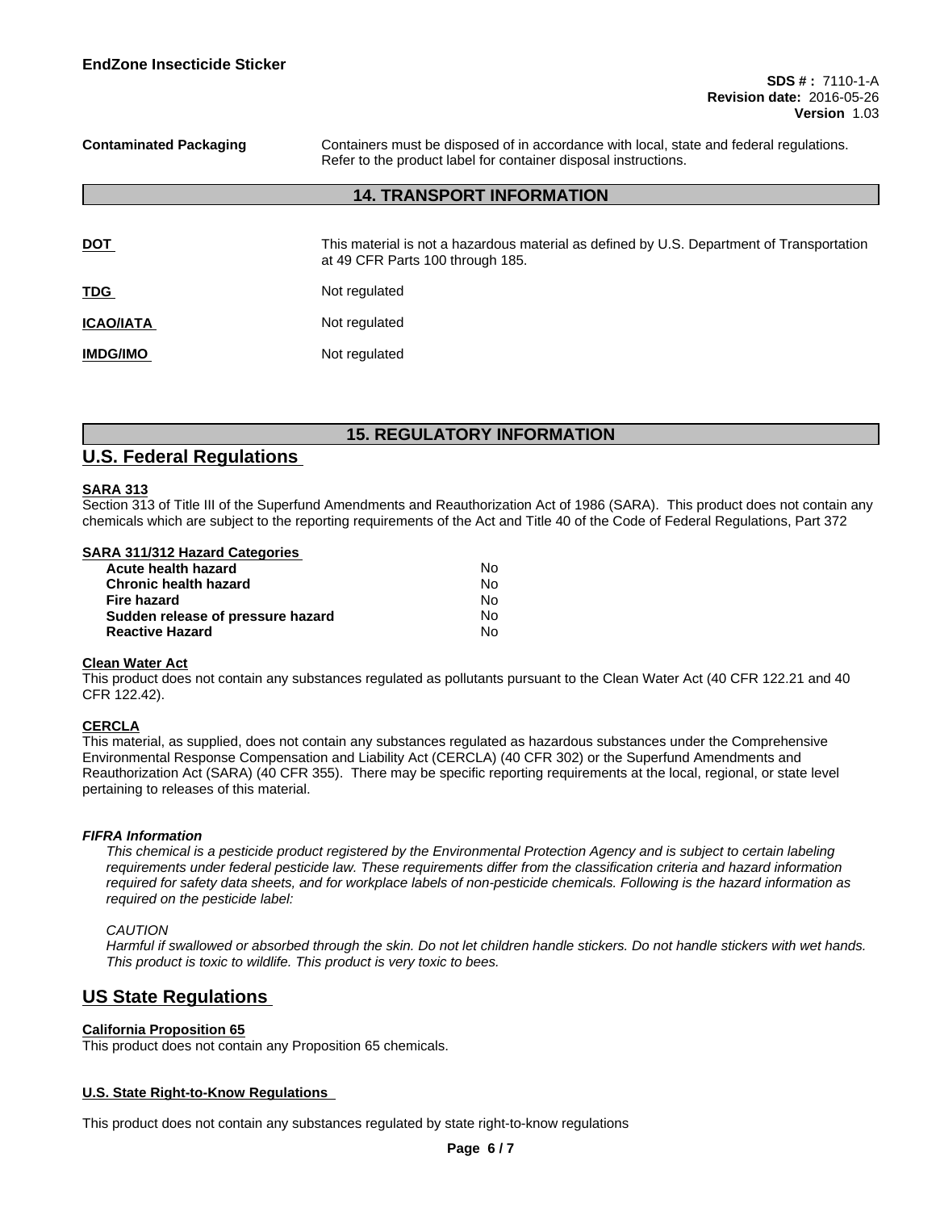| | |
|---|---|
| **Contaminated Packaging** | Containers must be disposed of in accordance with local, state and federal regulations. Refer to the product label for container disposal instructions. |

## 14. TRANSPORT INFORMATION

| | |
|---|---|
| **DOT** | This material is not a hazardous material as defined by U.S. Department of Transportation at 49 CFR Parts 100 through 185. |
| **TDG** | Not regulated |
| **ICAO/IATA** | Not regulated |
| **IMDG/IMO** | Not regulated |

## 15. REGULATORY INFORMATION

## U.S. Federal Regulations

**SARA 313**
Section 313 of Title III of the Superfund Amendments and Reauthorization Act of 1986 (SARA). This product does not contain any chemicals which are subject to the reporting requirements of the Act and Title 40 of the Code of Federal Regulations, Part 372

**SARA 311/312 Hazard Categories**

| | |
|---|---|
| **Acute health hazard** | No |
| **Chronic health hazard** | No |
| **Fire hazard** | No |
| **Sudden release of pressure hazard** | No |
| **Reactive Hazard** | No |

**Clean Water Act**
This product does not contain any substances regulated as pollutants pursuant to the Clean Water Act (40 CFR 122.21 and 40 CFR 122.42).

**CERCLA**
This material, as supplied, does not contain any substances regulated as hazardous substances under the Comprehensive Environmental Response Compensation and Liability Act (CERCLA) (40 CFR 302) or the Superfund Amendments and Reauthorization Act (SARA) (40 CFR 355). There may be specific reporting requirements at the local, regional, or state level pertaining to releases of this material.

***FIFRA Information***

*This chemical is a pesticide product registered by the Environmental Protection Agency and is subject to certain labeling requirements under federal pesticide law. These requirements differ from the classification criteria and hazard information required for safety data sheets, and for workplace labels of non-pesticide chemicals. Following is the hazard information as required on the pesticide label:*

*CAUTION*
*Harmful if swallowed or absorbed through the skin. Do not let children handle stickers. Do not handle stickers with wet hands. This product is toxic to wildlife. This product is very toxic to bees.*

## US State Regulations

**California Proposition 65**
This product does not contain any Proposition 65 chemicals.

**U.S. State Right-to-Know Regulations**

This product does not contain any substances regulated by state right-to-know regulations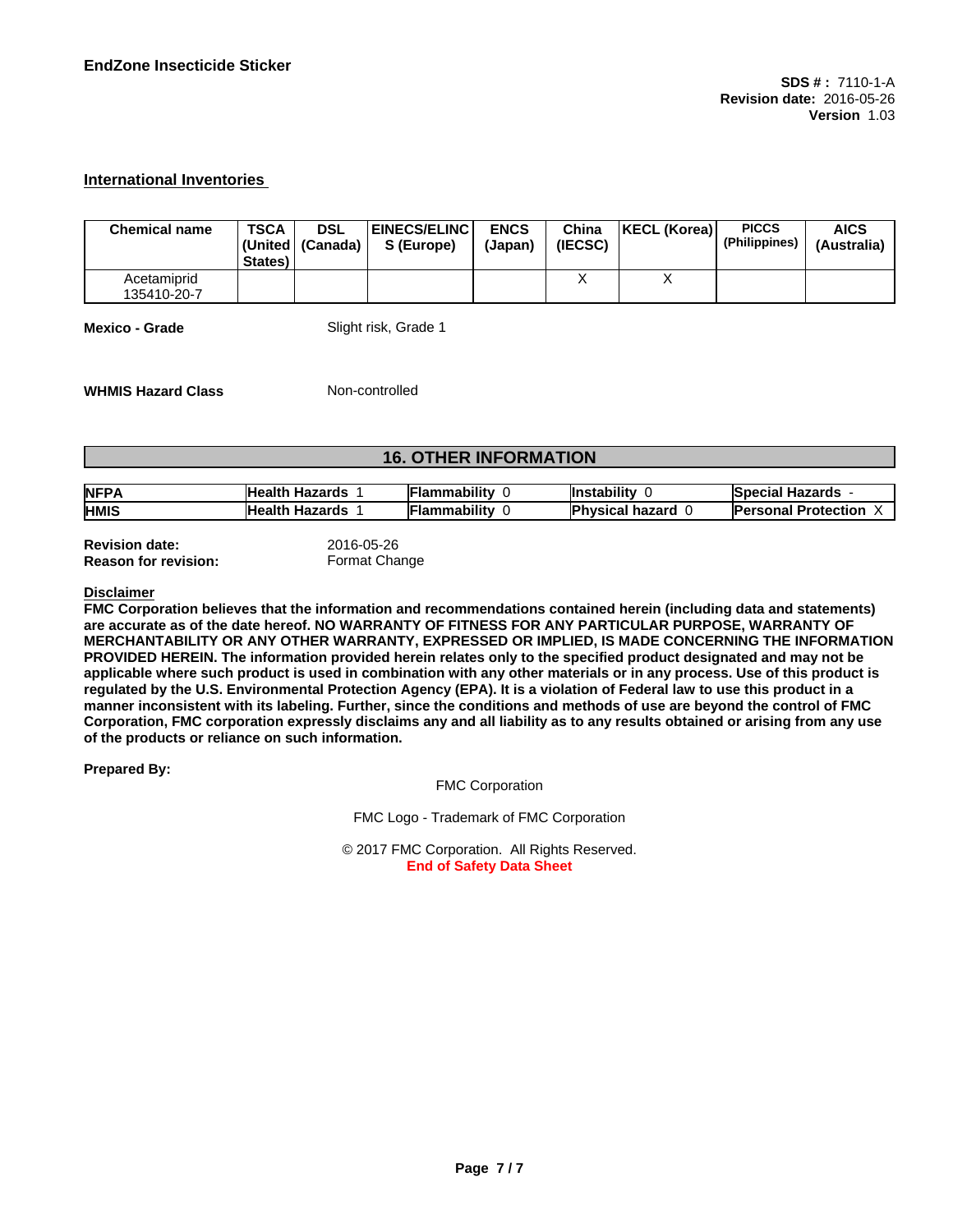**International Inventories**

| Chemical name | TSCA (United States) | DSL (Canada) | EINECS/ELINCS (Europe) | ENCS (Japan) | China (IECSC) | KECL (Korea) | PICCS (Philippines) | AICS (Australia) |
|---|---|---|---|---|---|---|---|---|
| Acetamiprid 135410-20-7 | | | | | X | X | | |

**Mexico - Grade** Slight risk, Grade 1

**WHMIS Hazard Class** Non-controlled

## 16. OTHER INFORMATION

| | | | | |
|---|---|---|---|---|
| **NFPA** | **Health Hazards** 1 | **Flammability** 0 | **Instability** 0 | **Special Hazards** - |
| **HMIS** | **Health Hazards** 1 | **Flammability** 0 | **Physical hazard** 0 | **Personal Protection** X |

**Revision date:** 2016-05-26
**Reason for revision:** Format Change

**Disclaimer**

**FMC Corporation believes that the information and recommendations contained herein (including data and statements) are accurate as of the date hereof. NO WARRANTY OF FITNESS FOR ANY PARTICULAR PURPOSE, WARRANTY OF MERCHANTABILITY OR ANY OTHER WARRANTY, EXPRESSED OR IMPLIED, IS MADE CONCERNING THE INFORMATION PROVIDED HEREIN. The information provided herein relates only to the specified product designated and may not be applicable where such product is used in combination with any other materials or in any process. Use of this product is regulated by the U.S. Environmental Protection Agency (EPA). It is a violation of Federal law to use this product in a manner inconsistent with its labeling. Further, since the conditions and methods of use are beyond the control of FMC Corporation, FMC corporation expressly disclaims any and all liability as to any results obtained or arising from any use of the products or reliance on such information.**

**Prepared By:**

FMC Corporation

FMC Logo - Trademark of FMC Corporation

© 2017 FMC Corporation. All Rights Reserved.

**End of Safety Data Sheet**